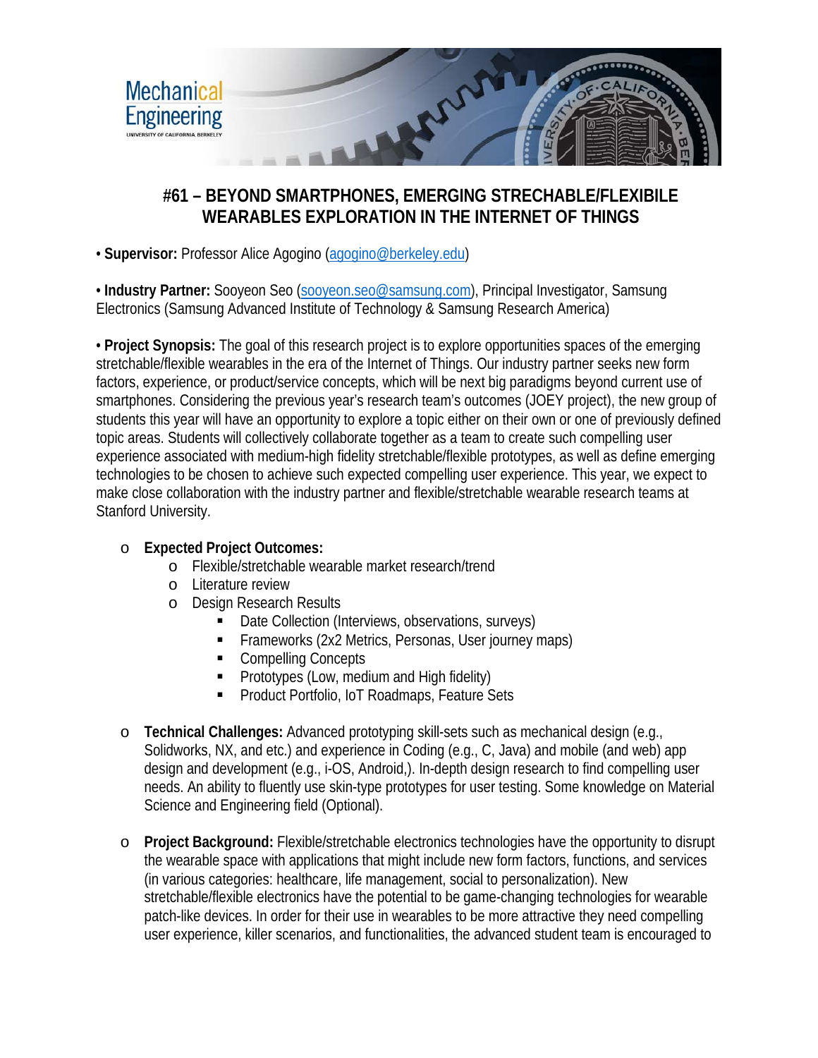# #61 – BEYOND SMARTPHONES, EMERGING STRECHABLE/FLEXIBILE WEARABLES EXPLORATION IN THE INTERNET OF THINGS

• **Supervisor:** Professor Alice Agogino (agogino@berkeley.edu)

• **Industry Partner:** Sooyeon Seo (sooyeon.seo@samsung.com), Principal Investigator, Samsung Electronics (Samsung Advanced Institute of Technology & Samsung Research America)

• **Project Synopsis:** The goal of this research project is to explore opportunities spaces of the emerging stretchable/flexible wearables in the era of the Internet of Things. Our industry partner seeks new form factors, experience, or product/service concepts, which will be next big paradigms beyond current use of smartphones. Considering the previous year's research team's outcomes (JOEY project), the new group of students this year will have an opportunity to explore a topic either on their own or one of previously defined topic areas. Students will collectively collaborate together as a team to create such compelling user experience associated with medium-high fidelity stretchable/flexible prototypes, as well as define emerging technologies to be chosen to achieve such expected compelling user experience. This year, we expect to make close collaboration with the industry partner and flexible/stretchable wearable research teams at Stanford University.

- **Expected Project Outcomes:**
  - Flexible/stretchable wearable market research/trend
  - Literature review
  - Design Research Results
    - Date Collection (Interviews, observations, surveys)
    - Frameworks (2x2 Metrics, Personas, User journey maps)
    - Compelling Concepts
    - Prototypes (Low, medium and High fidelity)
    - Product Portfolio, IoT Roadmaps, Feature Sets

- **Technical Challenges:** Advanced prototyping skill-sets such as mechanical design (e.g., Solidworks, NX, and etc.) and experience in Coding (e.g., C, Java) and mobile (and web) app design and development (e.g., i-OS, Android,). In-depth design research to find compelling user needs. An ability to fluently use skin-type prototypes for user testing. Some knowledge on Material Science and Engineering field (Optional).

- **Project Background:** Flexible/stretchable electronics technologies have the opportunity to disrupt the wearable space with applications that might include new form factors, functions, and services (in various categories: healthcare, life management, social to personalization). New stretchable/flexible electronics have the potential to be game-changing technologies for wearable patch-like devices. In order for their use in wearables to be more attractive they need compelling user experience, killer scenarios, and functionalities, the advanced student team is encouraged to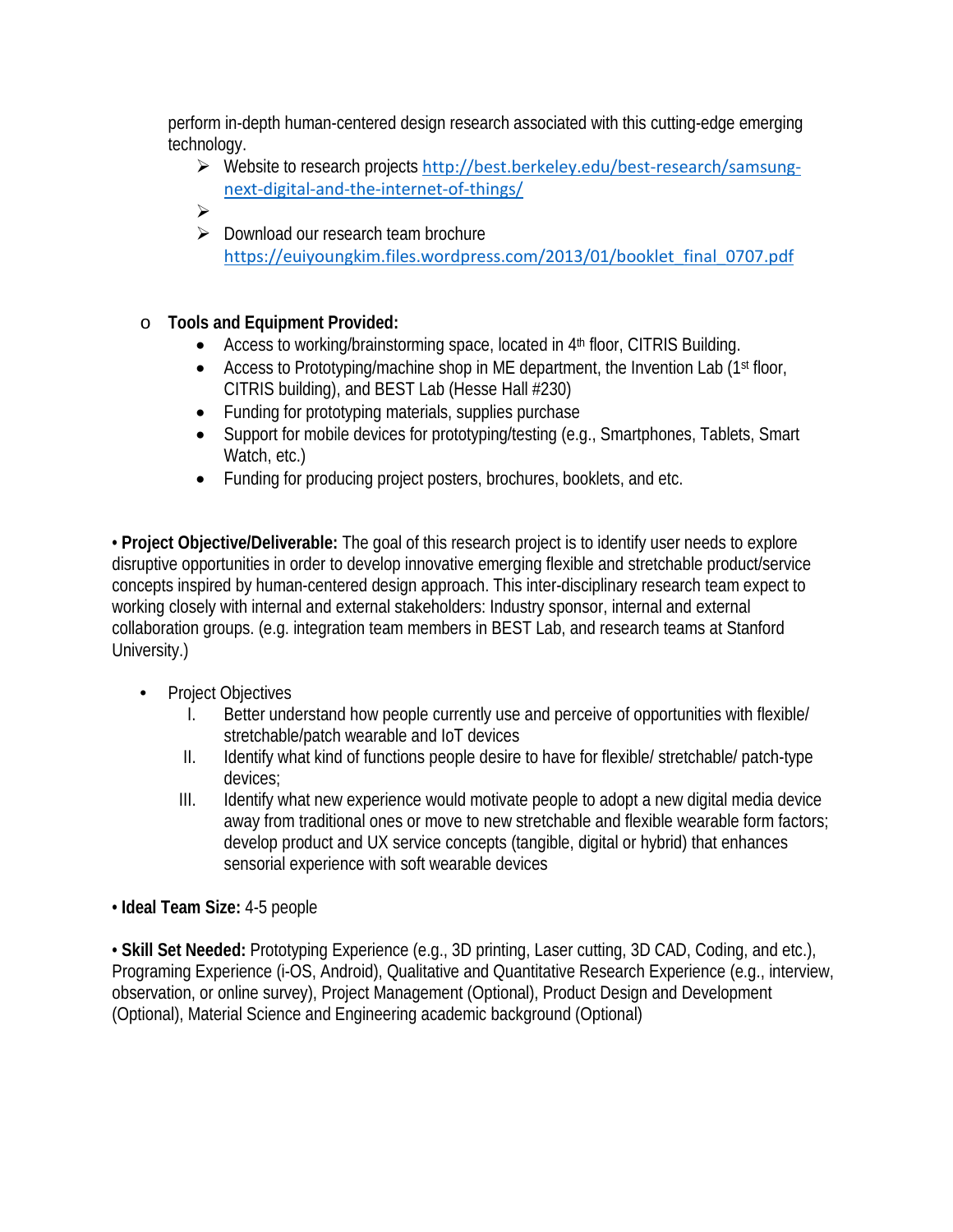perform in-depth human-centered design research associated with this cutting-edge emerging technology.

- Website to research projects http://best.berkeley.edu/best-research/samsung-next-digital-and-the-internet-of-things/
- 
- Download our research team brochure https://euiyoungkim.files.wordpress.com/2013/01/booklet_final_0707.pdf

- **Tools and Equipment Provided:**
  - Access to working/brainstorming space, located in 4th floor, CITRIS Building.
  - Access to Prototyping/machine shop in ME department, the Invention Lab (1st floor, CITRIS building), and BEST Lab (Hesse Hall #230)
  - Funding for prototyping materials, supplies purchase
  - Support for mobile devices for prototyping/testing (e.g., Smartphones, Tablets, Smart Watch, etc.)
  - Funding for producing project posters, brochures, booklets, and etc.

• **Project Objective/Deliverable:** The goal of this research project is to identify user needs to explore disruptive opportunities in order to develop innovative emerging flexible and stretchable product/service concepts inspired by human-centered design approach. This inter-disciplinary research team expect to working closely with internal and external stakeholders: Industry sponsor, internal and external collaboration groups. (e.g. integration team members in BEST Lab, and research teams at Stanford University.)

- Project Objectives
  I. Better understand how people currently use and perceive of opportunities with flexible/ stretchable/patch wearable and IoT devices
  II. Identify what kind of functions people desire to have for flexible/ stretchable/ patch-type devices;
  III. Identify what new experience would motivate people to adopt a new digital media device away from traditional ones or move to new stretchable and flexible wearable form factors; develop product and UX service concepts (tangible, digital or hybrid) that enhances sensorial experience with soft wearable devices

• **Ideal Team Size:** 4-5 people

• **Skill Set Needed:** Prototyping Experience (e.g., 3D printing, Laser cutting, 3D CAD, Coding, and etc.), Programing Experience (i-OS, Android), Qualitative and Quantitative Research Experience (e.g., interview, observation, or online survey), Project Management (Optional), Product Design and Development (Optional), Material Science and Engineering academic background (Optional)